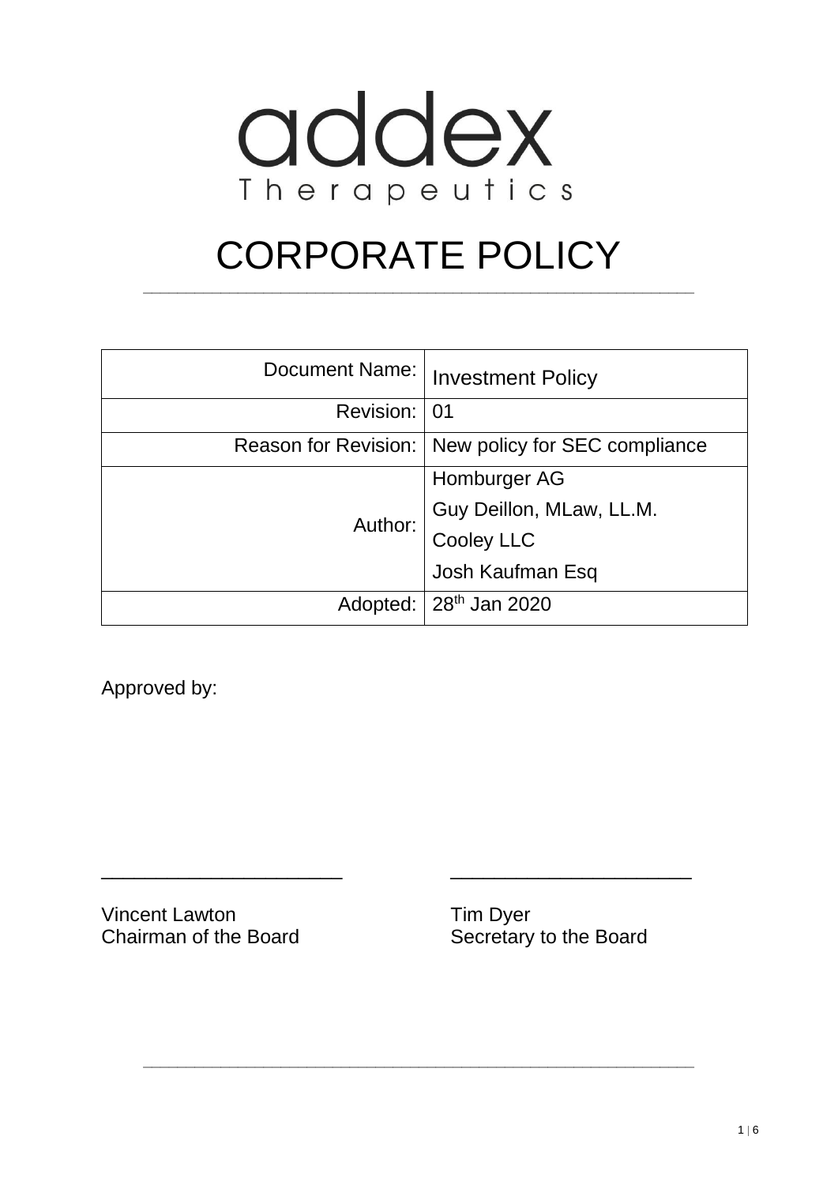addex
Therapeutics

# CORPORATE POLICY

| Document Name: | Investment Policy |
|---:|---|
| Revision: | 01 |
| Reason for Revision: | New policy for SEC compliance |
| Author: | Homburger AG<br>Guy Deillon, MLaw, LL.M.<br>Cooley LLC<br>Josh Kaufman Esq |
| Adopted: | 28th Jan 2020 |

Approved by:

______________________

Vincent Lawton
Chairman of the Board

______________________

Tim Dyer
Secretary to the Board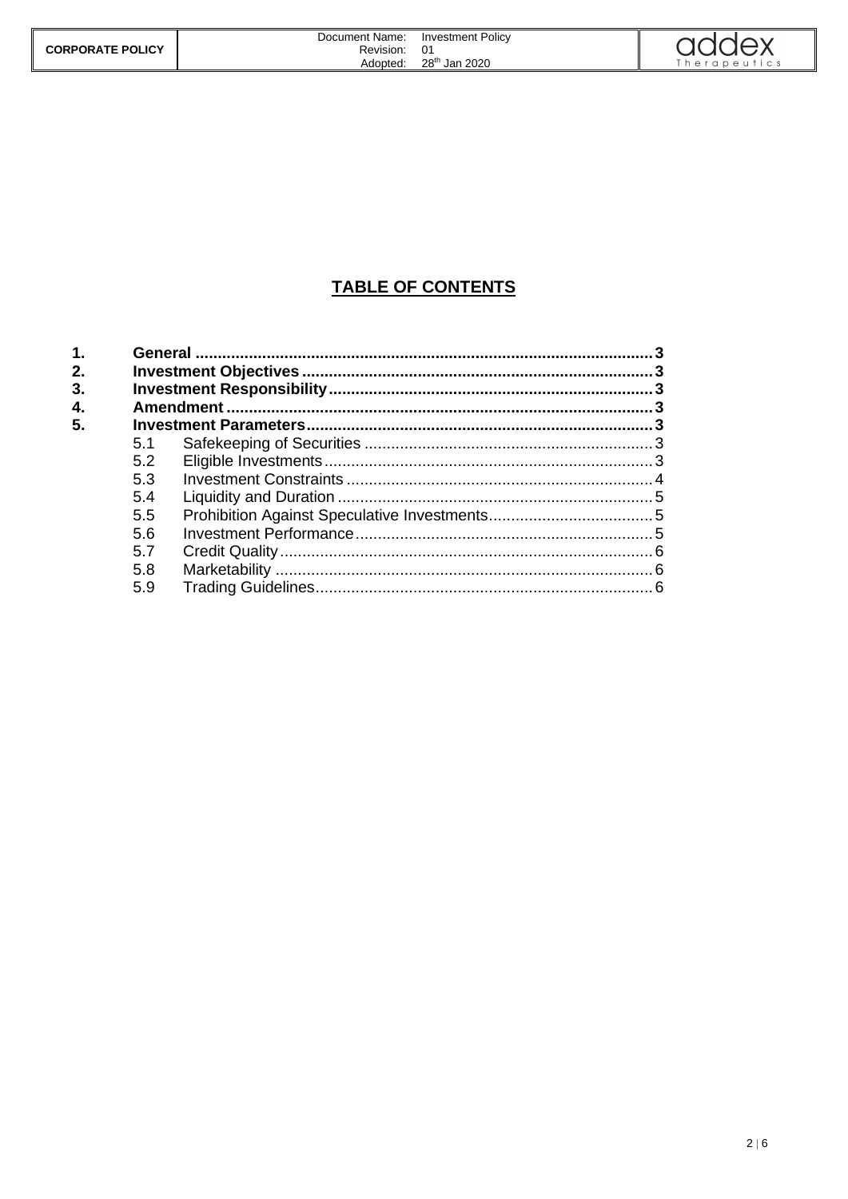## TABLE OF CONTENTS

1. **General** .......... 3
2. **Investment Objectives** .......... 3
3. **Investment Responsibility** .......... 3
4. **Amendment** .......... 3
5. **Investment Parameters** .......... 3
   - 5.1 Safekeeping of Securities .......... 3
   - 5.2 Eligible Investments .......... 3
   - 5.3 Investment Constraints .......... 4
   - 5.4 Liquidity and Duration .......... 5
   - 5.5 Prohibition Against Speculative Investments .......... 5
   - 5.6 Investment Performance .......... 5
   - 5.7 Credit Quality .......... 6
   - 5.8 Marketability .......... 6
   - 5.9 Trading Guidelines .......... 6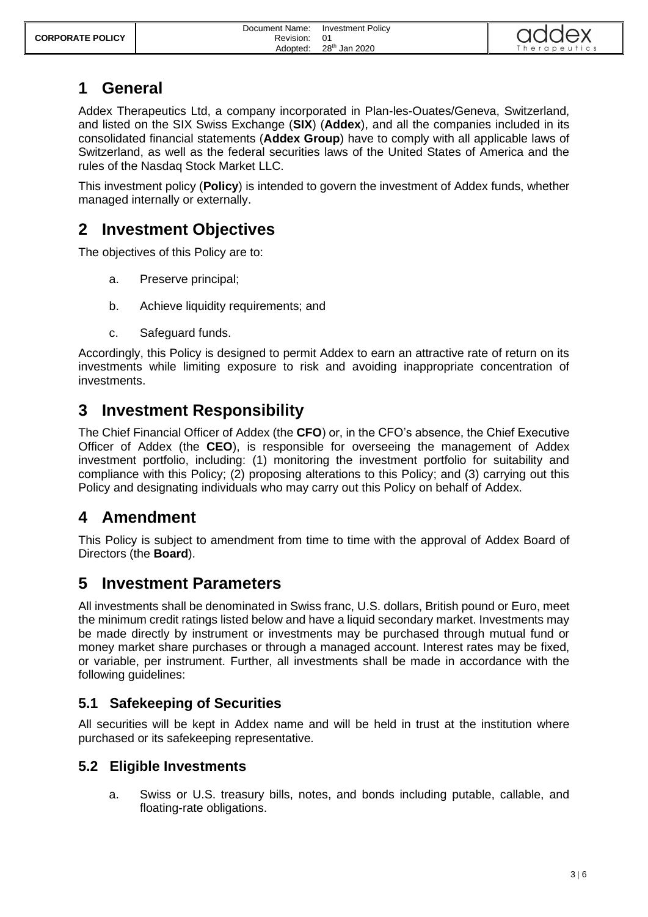# 1 General

Addex Therapeutics Ltd, a company incorporated in Plan-les-Ouates/Geneva, Switzerland, and listed on the SIX Swiss Exchange (**SIX**) (**Addex**), and all the companies included in its consolidated financial statements (**Addex Group**) have to comply with all applicable laws of Switzerland, as well as the federal securities laws of the United States of America and the rules of the Nasdaq Stock Market LLC.

This investment policy (**Policy**) is intended to govern the investment of Addex funds, whether managed internally or externally.

# 2 Investment Objectives

The objectives of this Policy are to:

a. Preserve principal;

b. Achieve liquidity requirements; and

c. Safeguard funds.

Accordingly, this Policy is designed to permit Addex to earn an attractive rate of return on its investments while limiting exposure to risk and avoiding inappropriate concentration of investments.

# 3 Investment Responsibility

The Chief Financial Officer of Addex (the **CFO**) or, in the CFO's absence, the Chief Executive Officer of Addex (the **CEO**), is responsible for overseeing the management of Addex investment portfolio, including: (1) monitoring the investment portfolio for suitability and compliance with this Policy; (2) proposing alterations to this Policy; and (3) carrying out this Policy and designating individuals who may carry out this Policy on behalf of Addex.

# 4 Amendment

This Policy is subject to amendment from time to time with the approval of Addex Board of Directors (the **Board**).

# 5 Investment Parameters

All investments shall be denominated in Swiss franc, U.S. dollars, British pound or Euro, meet the minimum credit ratings listed below and have a liquid secondary market. Investments may be made directly by instrument or investments may be purchased through mutual fund or money market share purchases or through a managed account. Interest rates may be fixed, or variable, per instrument. Further, all investments shall be made in accordance with the following guidelines:

## 5.1 Safekeeping of Securities

All securities will be kept in Addex name and will be held in trust at the institution where purchased or its safekeeping representative.

## 5.2 Eligible Investments

a. Swiss or U.S. treasury bills, notes, and bonds including putable, callable, and floating-rate obligations.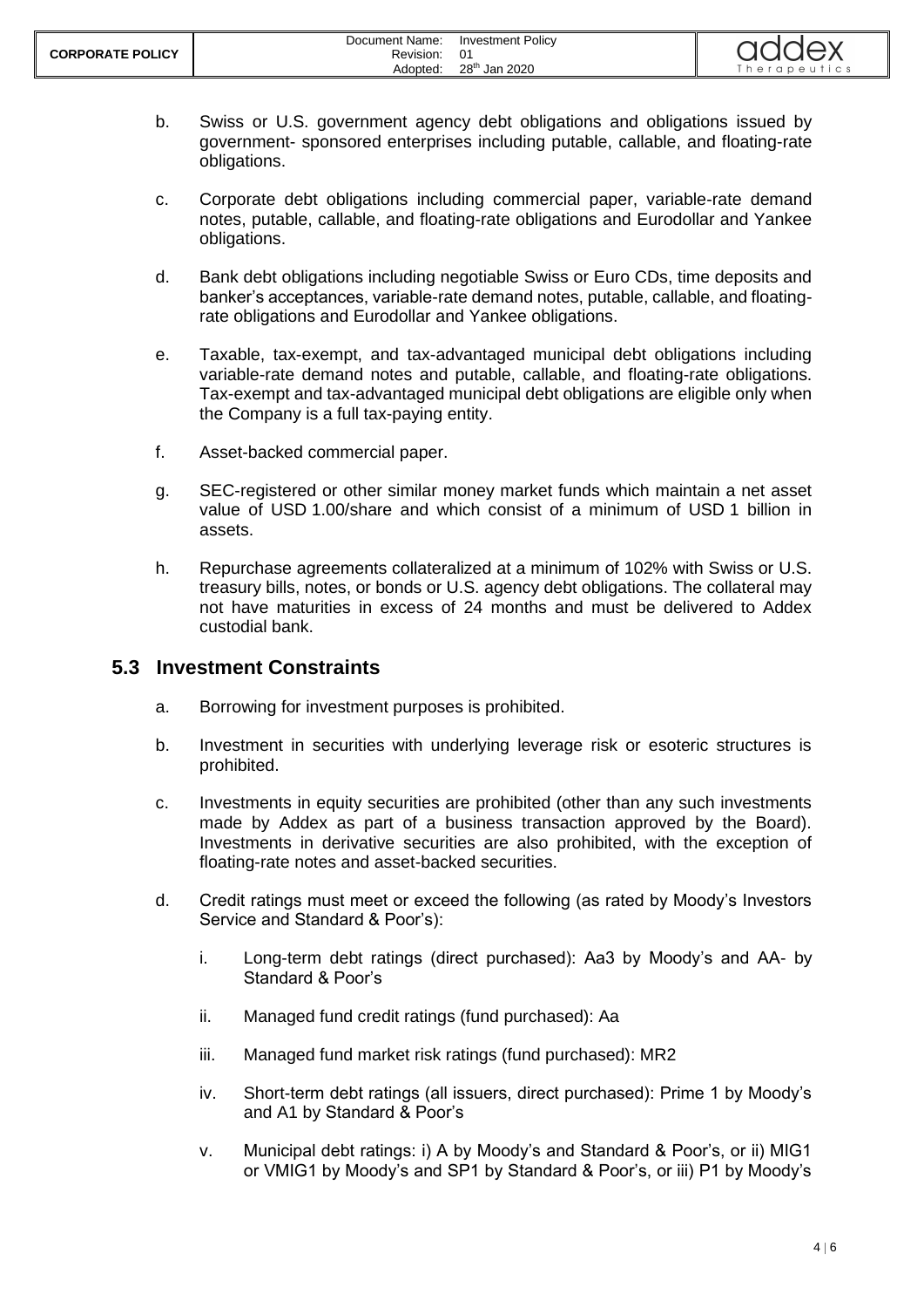b. Swiss or U.S. government agency debt obligations and obligations issued by government- sponsored enterprises including putable, callable, and floating-rate obligations.

c. Corporate debt obligations including commercial paper, variable-rate demand notes, putable, callable, and floating-rate obligations and Eurodollar and Yankee obligations.

d. Bank debt obligations including negotiable Swiss or Euro CDs, time deposits and banker's acceptances, variable-rate demand notes, putable, callable, and floating-rate obligations and Eurodollar and Yankee obligations.

e. Taxable, tax-exempt, and tax-advantaged municipal debt obligations including variable-rate demand notes and putable, callable, and floating-rate obligations. Tax-exempt and tax-advantaged municipal debt obligations are eligible only when the Company is a full tax-paying entity.

f. Asset-backed commercial paper.

g. SEC-registered or other similar money market funds which maintain a net asset value of USD 1.00/share and which consist of a minimum of USD 1 billion in assets.

h. Repurchase agreements collateralized at a minimum of 102% with Swiss or U.S. treasury bills, notes, or bonds or U.S. agency debt obligations. The collateral may not have maturities in excess of 24 months and must be delivered to Addex custodial bank.

## 5.3 Investment Constraints

a. Borrowing for investment purposes is prohibited.

b. Investment in securities with underlying leverage risk or esoteric structures is prohibited.

c. Investments in equity securities are prohibited (other than any such investments made by Addex as part of a business transaction approved by the Board). Investments in derivative securities are also prohibited, with the exception of floating-rate notes and asset-backed securities.

d. Credit ratings must meet or exceed the following (as rated by Moody's Investors Service and Standard & Poor's):

   i. Long-term debt ratings (direct purchased): Aa3 by Moody's and AA- by Standard & Poor's

   ii. Managed fund credit ratings (fund purchased): Aa

   iii. Managed fund market risk ratings (fund purchased): MR2

   iv. Short-term debt ratings (all issuers, direct purchased): Prime 1 by Moody's and A1 by Standard & Poor's

   v. Municipal debt ratings: i) A by Moody's and Standard & Poor's, or ii) MIG1 or VMIG1 by Moody's and SP1 by Standard & Poor's, or iii) P1 by Moody's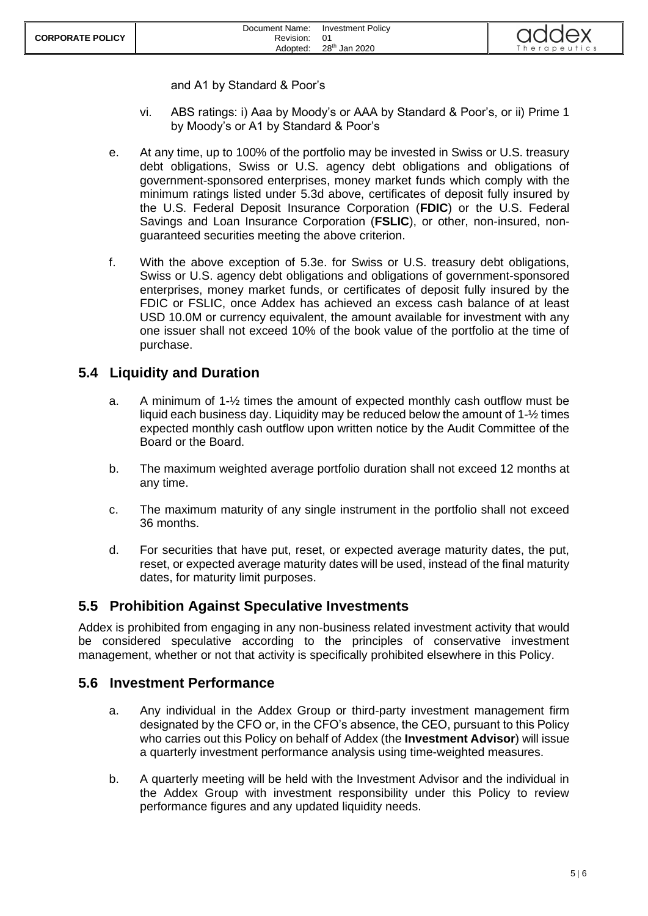and A1 by Standard & Poor's

vi. ABS ratings: i) Aaa by Moody's or AAA by Standard & Poor's, or ii) Prime 1 by Moody's or A1 by Standard & Poor's

e. At any time, up to 100% of the portfolio may be invested in Swiss or U.S. treasury debt obligations, Swiss or U.S. agency debt obligations and obligations of government-sponsored enterprises, money market funds which comply with the minimum ratings listed under 5.3d above, certificates of deposit fully insured by the U.S. Federal Deposit Insurance Corporation (**FDIC**) or the U.S. Federal Savings and Loan Insurance Corporation (**FSLIC**), or other, non-insured, non-guaranteed securities meeting the above criterion.

f. With the above exception of 5.3e. for Swiss or U.S. treasury debt obligations, Swiss or U.S. agency debt obligations and obligations of government-sponsored enterprises, money market funds, or certificates of deposit fully insured by the FDIC or FSLIC, once Addex has achieved an excess cash balance of at least USD 10.0M or currency equivalent, the amount available for investment with any one issuer shall not exceed 10% of the book value of the portfolio at the time of purchase.

## 5.4 Liquidity and Duration

a. A minimum of 1-½ times the amount of expected monthly cash outflow must be liquid each business day. Liquidity may be reduced below the amount of 1-½ times expected monthly cash outflow upon written notice by the Audit Committee of the Board or the Board.

b. The maximum weighted average portfolio duration shall not exceed 12 months at any time.

c. The maximum maturity of any single instrument in the portfolio shall not exceed 36 months.

d. For securities that have put, reset, or expected average maturity dates, the put, reset, or expected average maturity dates will be used, instead of the final maturity dates, for maturity limit purposes.

## 5.5 Prohibition Against Speculative Investments

Addex is prohibited from engaging in any non-business related investment activity that would be considered speculative according to the principles of conservative investment management, whether or not that activity is specifically prohibited elsewhere in this Policy.

## 5.6 Investment Performance

a. Any individual in the Addex Group or third-party investment management firm designated by the CFO or, in the CFO's absence, the CEO, pursuant to this Policy who carries out this Policy on behalf of Addex (the **Investment Advisor**) will issue a quarterly investment performance analysis using time-weighted measures.

b. A quarterly meeting will be held with the Investment Advisor and the individual in the Addex Group with investment responsibility under this Policy to review performance figures and any updated liquidity needs.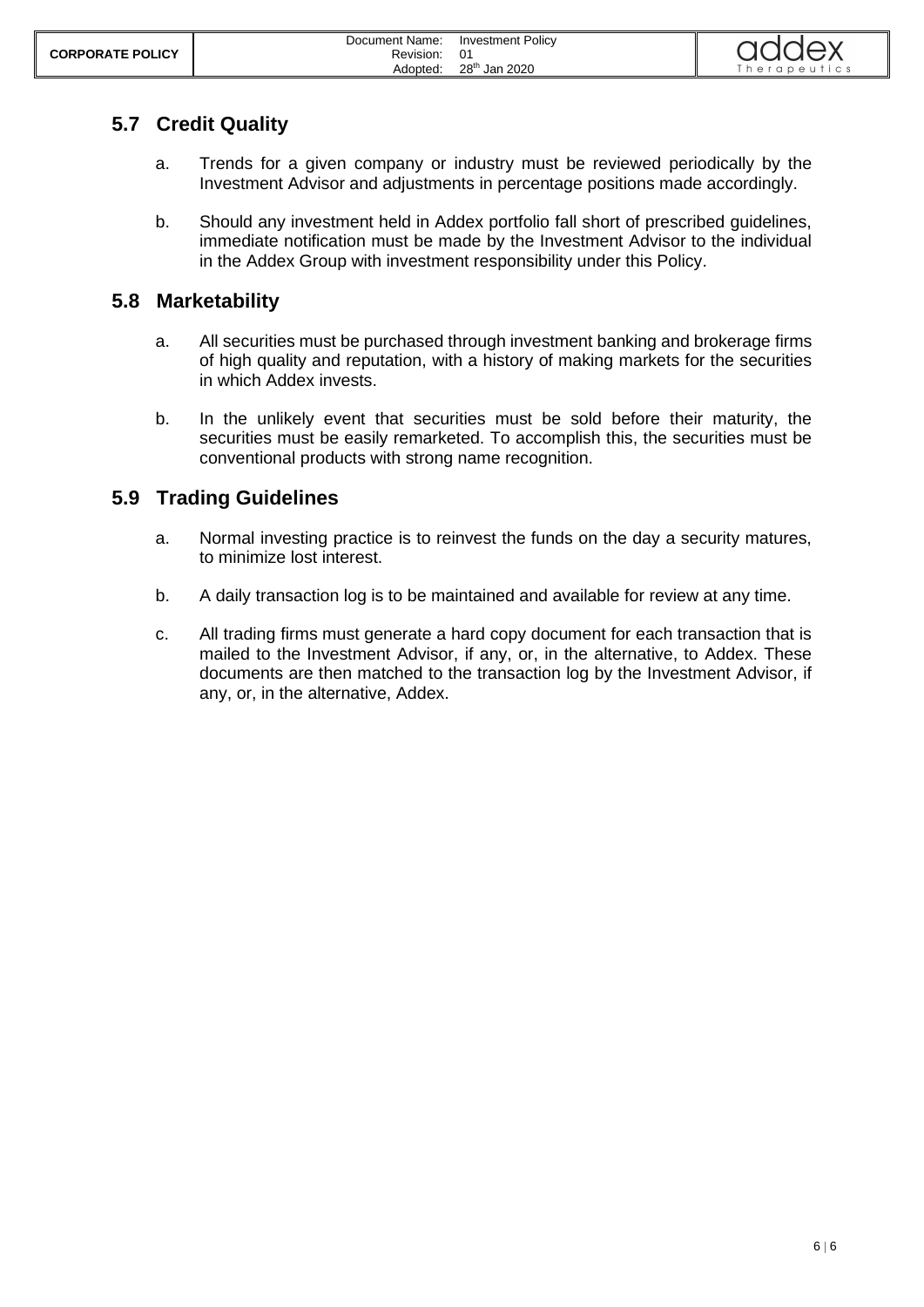## 5.7 Credit Quality

a. Trends for a given company or industry must be reviewed periodically by the Investment Advisor and adjustments in percentage positions made accordingly.

b. Should any investment held in Addex portfolio fall short of prescribed guidelines, immediate notification must be made by the Investment Advisor to the individual in the Addex Group with investment responsibility under this Policy.

## 5.8 Marketability

a. All securities must be purchased through investment banking and brokerage firms of high quality and reputation, with a history of making markets for the securities in which Addex invests.

b. In the unlikely event that securities must be sold before their maturity, the securities must be easily remarketed. To accomplish this, the securities must be conventional products with strong name recognition.

## 5.9 Trading Guidelines

a. Normal investing practice is to reinvest the funds on the day a security matures, to minimize lost interest.

b. A daily transaction log is to be maintained and available for review at any time.

c. All trading firms must generate a hard copy document for each transaction that is mailed to the Investment Advisor, if any, or, in the alternative, to Addex. These documents are then matched to the transaction log by the Investment Advisor, if any, or, in the alternative, Addex.